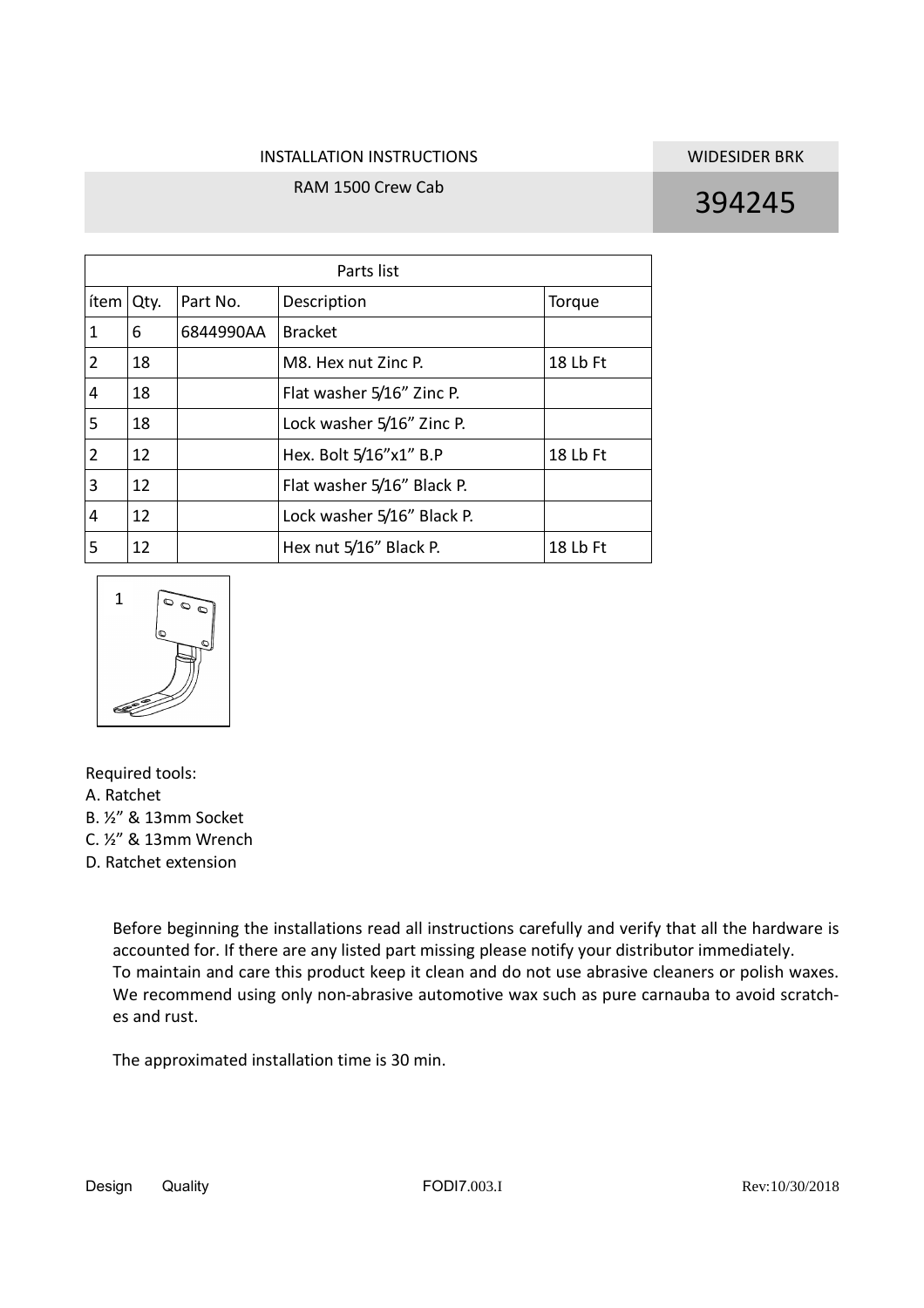# INSTALLATION INSTRUCTIONS

## RAM 1500 Crew Cab

**WIDESIDER BRK**

**394245**

| Parts list | | | | |
|---|---|---|---|---|
| ítem | Qty. | Part No. | Description | Torque |
| 1 | 6 | 6844990AA | Bracket | |
| 2 | 18 | | M8. Hex nut Zinc P. | 18 Lb Ft |
| 4 | 18 | | Flat washer 5/16" Zinc P. | |
| 5 | 18 | | Lock washer 5/16" Zinc P. | |
| 2 | 12 | | Hex. Bolt 5/16"x1" B.P | 18 Lb Ft |
| 3 | 12 | | Flat washer 5/16" Black P. | |
| 4 | 12 | | Lock washer 5/16" Black P. | |
| 5 | 12 | | Hex nut 5/16" Black P. | 18 Lb Ft |

1

Required tools:

A. Ratchet
B. ½" & 13mm Socket
C. ½" & 13mm Wrench
D. Ratchet extension

Before beginning the installations read all instructions carefully and verify that all the hardware is accounted for. If there are any listed part missing please notify your distributor immediately.
To maintain and care this product keep it clean and do not use abrasive cleaners or polish waxes. We recommend using only non-abrasive automotive wax such as pure carnauba to avoid scratches and rust.

The approximated installation time is 30 min.

Design Quality FODI7.003.I Rev:10/30/2018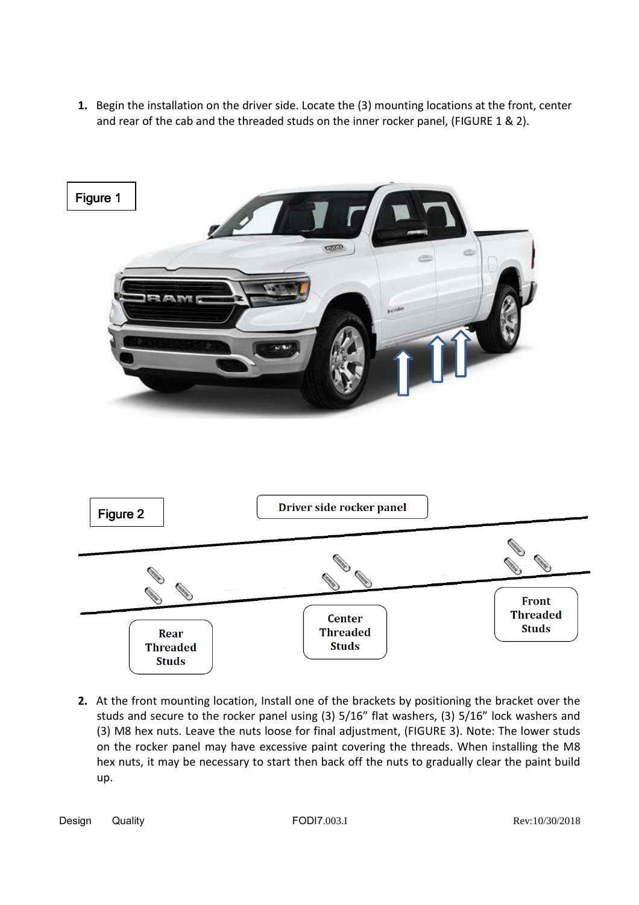1. Begin the installation on the driver side. Locate the (3) mounting locations at the front, center and rear of the cab and the threaded studs on the inner rocker panel, (FIGURE 1 & 2).

Figure 1

Figure 2

Driver side rocker panel

Rear Threaded Studs

Center Threaded Studs

Front Threaded Studs

2. At the front mounting location, Install one of the brackets by positioning the bracket over the studs and secure to the rocker panel using (3) 5/16” flat washers, (3) 5/16” lock washers and (3) M8 hex nuts. Leave the nuts loose for final adjustment, (FIGURE 3). Note: The lower studs on the rocker panel may have excessive paint covering the threads. When installing the M8 hex nuts, it may be necessary to start then back off the nuts to gradually clear the paint build up.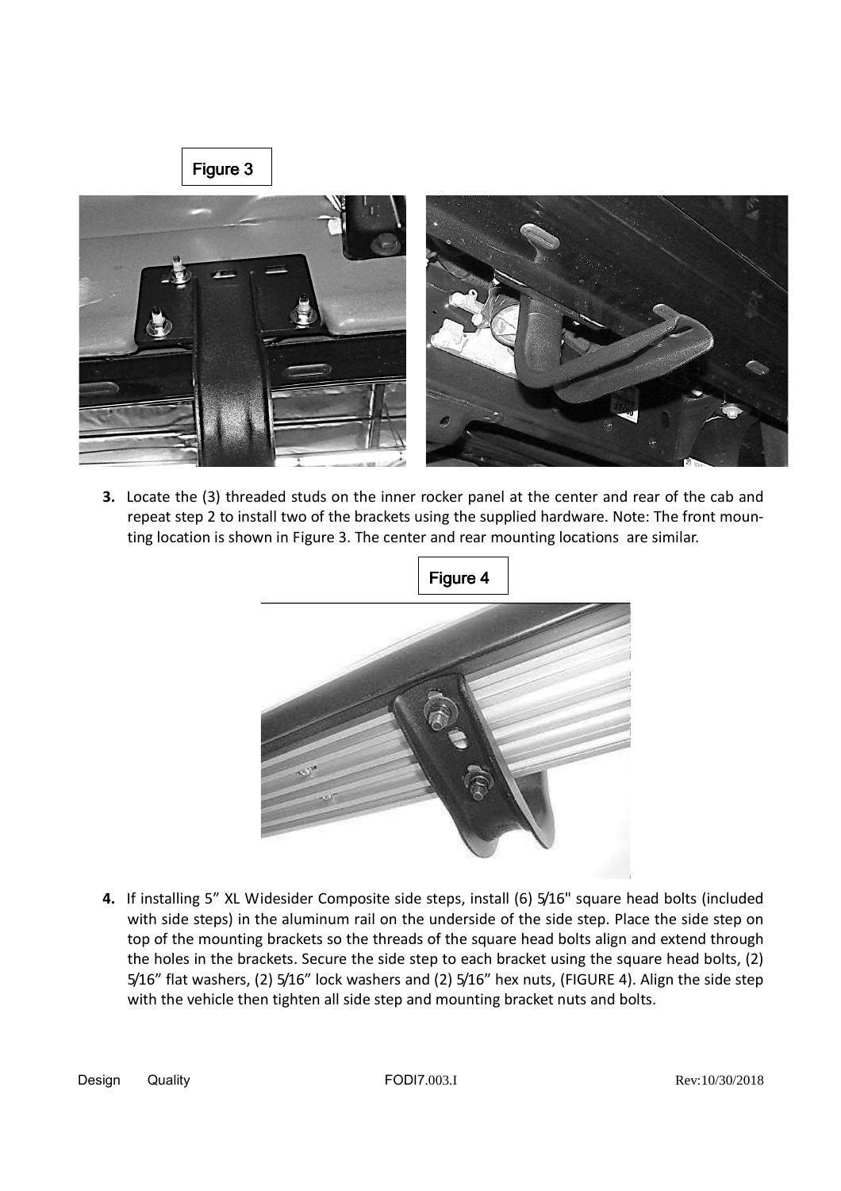Figure 3

**3.** Locate the (3) threaded studs on the inner rocker panel at the center and rear of the cab and repeat step 2 to install two of the brackets using the supplied hardware. Note: The front mounting location is shown in Figure 3. The center and rear mounting locations are similar.

Figure 4

**4.** If installing 5" XL Widesider Composite side steps, install (6) 5/16" square head bolts (included with side steps) in the aluminum rail on the underside of the side step. Place the side step on top of the mounting brackets so the threads of the square head bolts align and extend through the holes in the brackets. Secure the side step to each bracket using the square head bolts, (2) 5/16" flat washers, (2) 5/16" lock washers and (2) 5/16" hex nuts, (FIGURE 4). Align the side step with the vehicle then tighten all side step and mounting bracket nuts and bolts.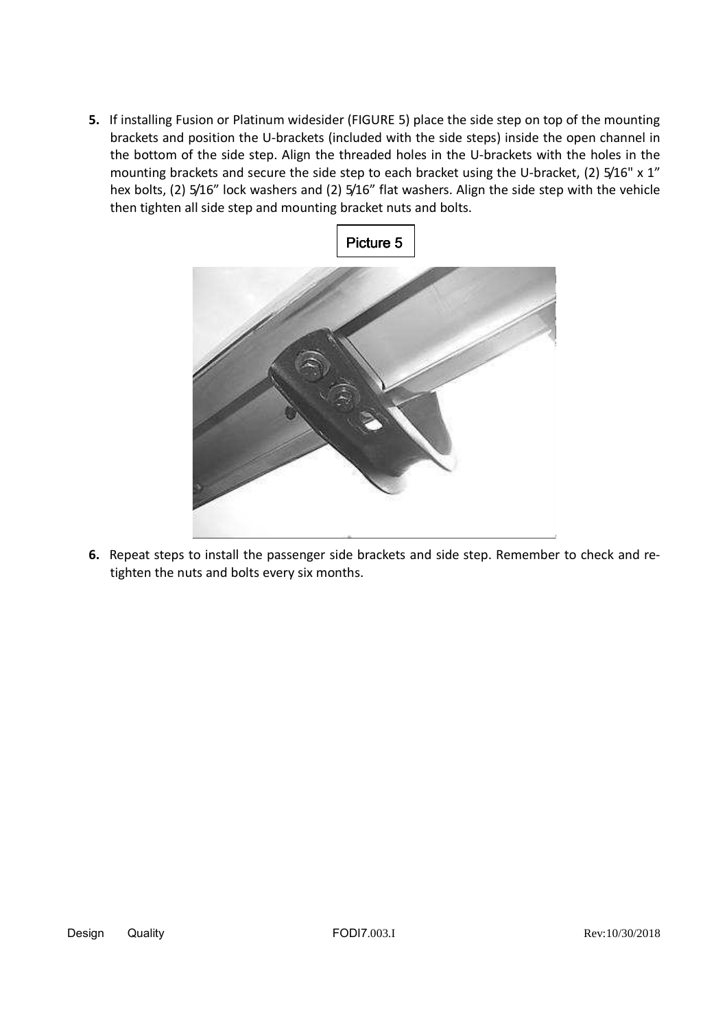5. If installing Fusion or Platinum widesider (FIGURE 5) place the side step on top of the mounting brackets and position the U-brackets (included with the side steps) inside the open channel in the bottom of the side step. Align the threaded holes in the U-brackets with the holes in the mounting brackets and secure the side step to each bracket using the U-bracket, (2) 5/16" x 1" hex bolts, (2) 5/16" lock washers and (2) 5/16" flat washers. Align the side step with the vehicle then tighten all side step and mounting bracket nuts and bolts.

Picture 5

6. Repeat steps to install the passenger side brackets and side step. Remember to check and re-tighten the nuts and bolts every six months.